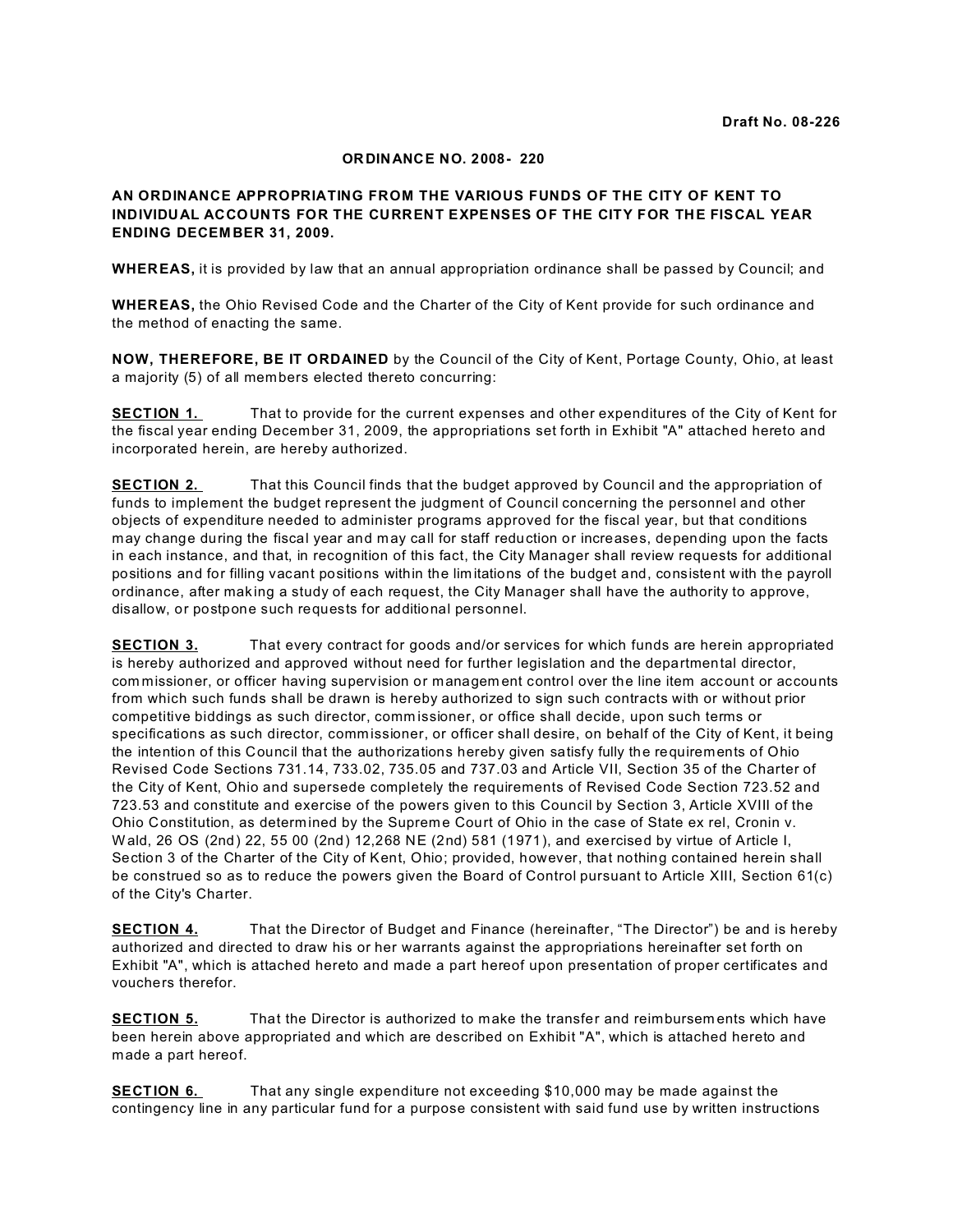**Draft No. 08-226**

**ORDINANCE NO. 2008- 220**

**AN ORDINANCE APPROPRIATING FROM THE VARIOUS FUNDS OF THE CITY OF KENT TO INDIVIDUAL ACCOUNTS FOR THE CURRENT EXPENSES OF THE CITY FOR THE FISCAL YEAR ENDING DECEMBER 31, 2009.**

**WHEREAS,** it is provided by law that an annual appropriation ordinance shall be passed by Council; and

**WHEREAS,** the Ohio Revised Code and the Charter of the City of Kent provide for such ordinance and the method of enacting the same.

**NOW, THEREFORE, BE IT ORDAINED** by the Council of the City of Kent, Portage County, Ohio, at least a majority (5) of all members elected thereto concurring:

**SECTION 1.** That to provide for the current expenses and other expenditures of the City of Kent for the fiscal year ending December 31, 2009, the appropriations set forth in Exhibit "A" attached hereto and incorporated herein, are hereby authorized.

**SECTION 2.** That this Council finds that the budget approved by Council and the appropriation of funds to implement the budget represent the judgment of Council concerning the personnel and other objects of expenditure needed to administer programs approved for the fiscal year, but that conditions may change during the fiscal year and may call for staff reduction or increases, depending upon the facts in each instance, and that, in recognition of this fact, the City Manager shall review requests for additional positions and for filling vacant positions within the limitations of the budget and, consistent with the payroll ordinance, after making a study of each request, the City Manager shall have the authority to approve, disallow, or postpone such requests for additional personnel.

**SECTION 3.** That every contract for goods and/or services for which funds are herein appropriated is hereby authorized and approved without need for further legislation and the departmental director, commissioner, or officer having supervision or management control over the line item account or accounts from which such funds shall be drawn is hereby authorized to sign such contracts with or without prior competitive biddings as such director, commissioner, or office shall decide, upon such terms or specifications as such director, commissioner, or officer shall desire, on behalf of the City of Kent, it being the intention of this Council that the authorizations hereby given satisfy fully the requirements of Ohio Revised Code Sections 731.14, 733.02, 735.05 and 737.03 and Article VII, Section 35 of the Charter of the City of Kent, Ohio and supersede completely the requirements of Revised Code Section 723.52 and 723.53 and constitute and exercise of the powers given to this Council by Section 3, Article XVIII of the Ohio Constitution, as determined by the Supreme Court of Ohio in the case of State ex rel, Cronin v. Wald, 26 OS (2nd) 22, 55 00 (2nd) 12,268 NE (2nd) 581 (1971), and exercised by virtue of Article I, Section 3 of the Charter of the City of Kent, Ohio; provided, however, that nothing contained herein shall be construed so as to reduce the powers given the Board of Control pursuant to Article XIII, Section 61(c) of the City's Charter.

**SECTION 4.** That the Director of Budget and Finance (hereinafter, "The Director") be and is hereby authorized and directed to draw his or her warrants against the appropriations hereinafter set forth on Exhibit "A", which is attached hereto and made a part hereof upon presentation of proper certificates and vouchers therefor.

**SECTION 5.** That the Director is authorized to make the transfer and reimbursements which have been herein above appropriated and which are described on Exhibit "A", which is attached hereto and made a part hereof.

**SECTION 6.** That any single expenditure not exceeding $10,000 may be made against the contingency line in any particular fund for a purpose consistent with said fund use by written instructions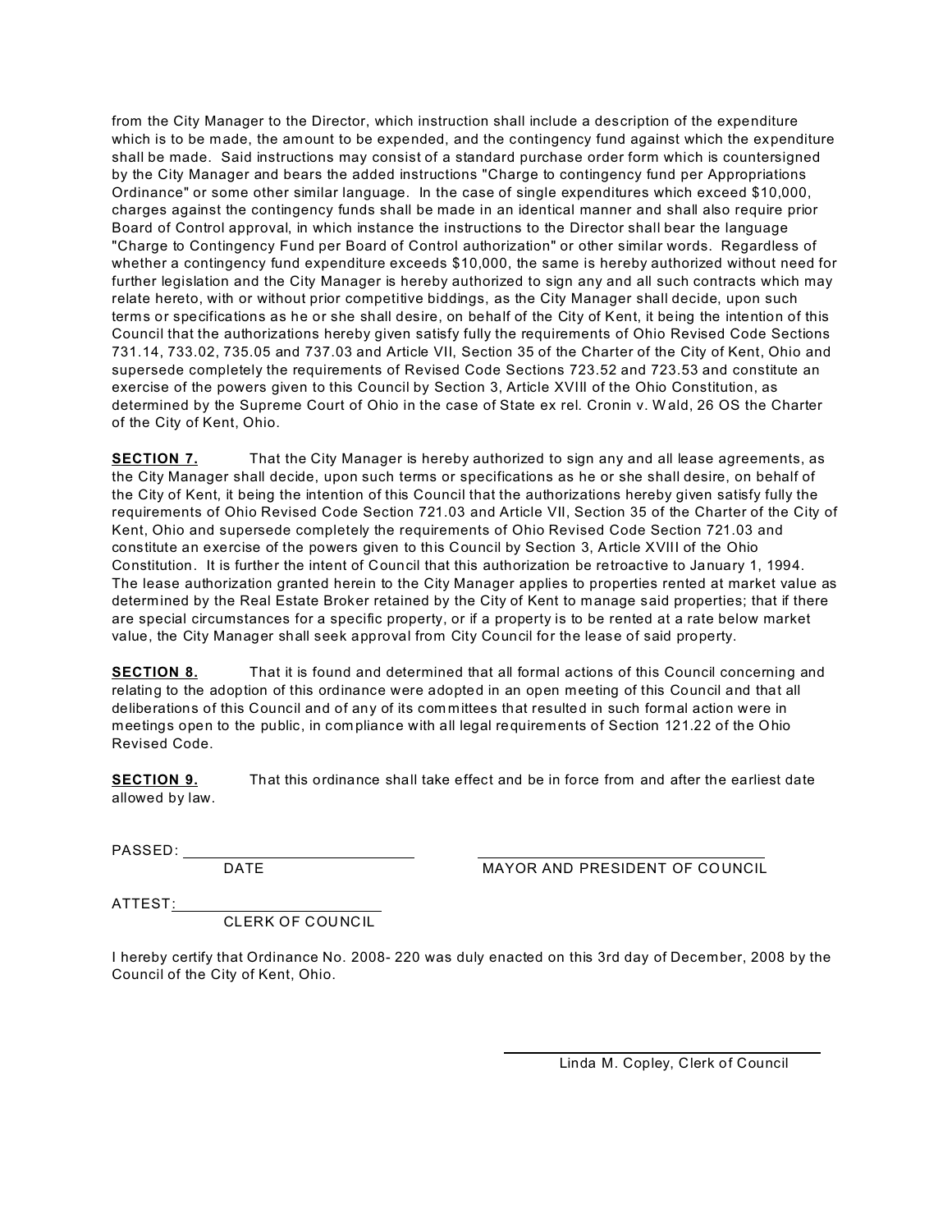from the City Manager to the Director, which instruction shall include a description of the expenditure which is to be made, the amount to be expended, and the contingency fund against which the expenditure shall be made. Said instructions may consist of a standard purchase order form which is countersigned by the City Manager and bears the added instructions "Charge to contingency fund per Appropriations Ordinance" or some other similar language. In the case of single expenditures which exceed $10,000, charges against the contingency funds shall be made in an identical manner and shall also require prior Board of Control approval, in which instance the instructions to the Director shall bear the language "Charge to Contingency Fund per Board of Control authorization" or other similar words. Regardless of whether a contingency fund expenditure exceeds $10,000, the same is hereby authorized without need for further legislation and the City Manager is hereby authorized to sign any and all such contracts which may relate hereto, with or without prior competitive biddings, as the City Manager shall decide, upon such terms or specifications as he or she shall desire, on behalf of the City of Kent, it being the intention of this Council that the authorizations hereby given satisfy fully the requirements of Ohio Revised Code Sections 731.14, 733.02, 735.05 and 737.03 and Article VII, Section 35 of the Charter of the City of Kent, Ohio and supersede completely the requirements of Revised Code Sections 723.52 and 723.53 and constitute an exercise of the powers given to this Council by Section 3, Article XVIII of the Ohio Constitution, as determined by the Supreme Court of Ohio in the case of State ex rel. Cronin v. Wald, 26 OS the Charter of the City of Kent, Ohio.

**SECTION 7.** That the City Manager is hereby authorized to sign any and all lease agreements, as the City Manager shall decide, upon such terms or specifications as he or she shall desire, on behalf of the City of Kent, it being the intention of this Council that the authorizations hereby given satisfy fully the requirements of Ohio Revised Code Section 721.03 and Article VII, Section 35 of the Charter of the City of Kent, Ohio and supersede completely the requirements of Ohio Revised Code Section 721.03 and constitute an exercise of the powers given to this Council by Section 3, Article XVIII of the Ohio Constitution. It is further the intent of Council that this authorization be retroactive to January 1, 1994. The lease authorization granted herein to the City Manager applies to properties rented at market value as determined by the Real Estate Broker retained by the City of Kent to manage said properties; that if there are special circumstances for a specific property, or if a property is to be rented at a rate below market value, the City Manager shall seek approval from City Council for the lease of said property.

**SECTION 8.** That it is found and determined that all formal actions of this Council concerning and relating to the adoption of this ordinance were adopted in an open meeting of this Council and that all deliberations of this Council and of any of its committees that resulted in such formal action were in meetings open to the public, in compliance with all legal requirements of Section 121.22 of the Ohio Revised Code.

**SECTION 9.** That this ordinance shall take effect and be in force from and after the earliest date allowed by law.

PASSED: ______________________________
DATE

______________________________
MAYOR AND PRESIDENT OF COUNCIL

ATTEST: ______________________________
CLERK OF COUNCIL

I hereby certify that Ordinance No. 2008- 220 was duly enacted on this 3rd day of December, 2008 by the Council of the City of Kent, Ohio.

______________________________
Linda M. Copley, Clerk of Council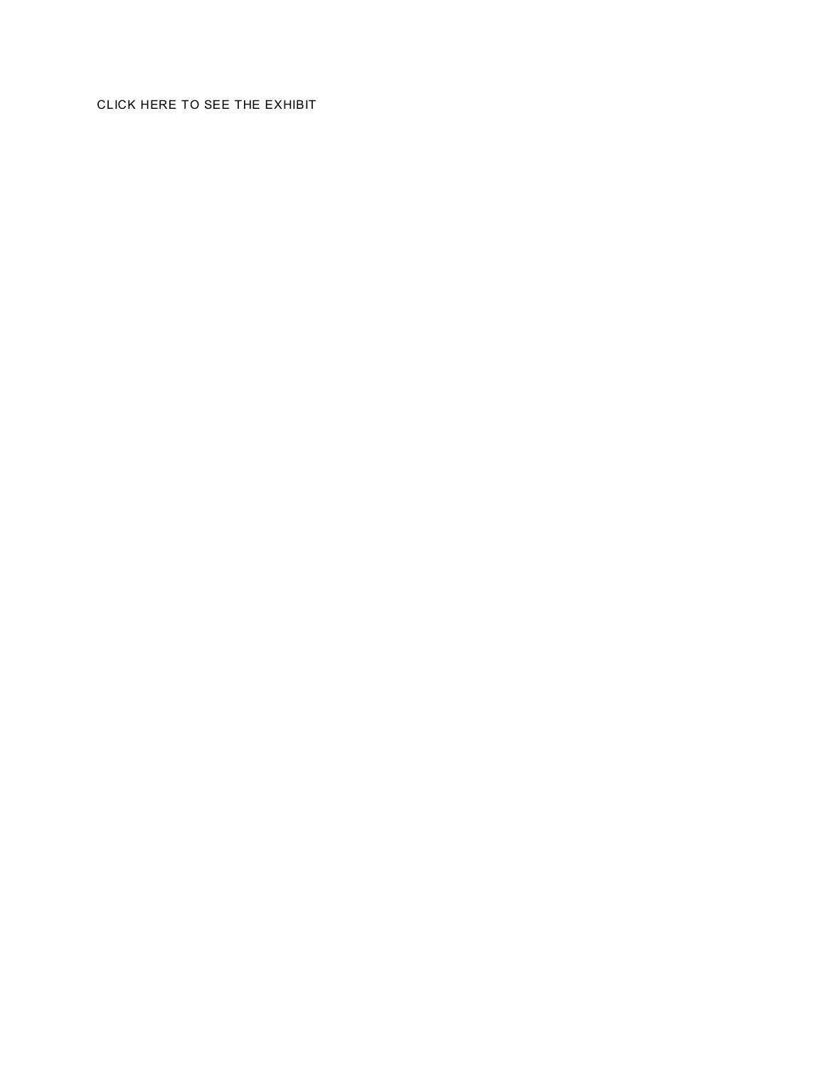CLICK HERE TO SEE THE EXHIBIT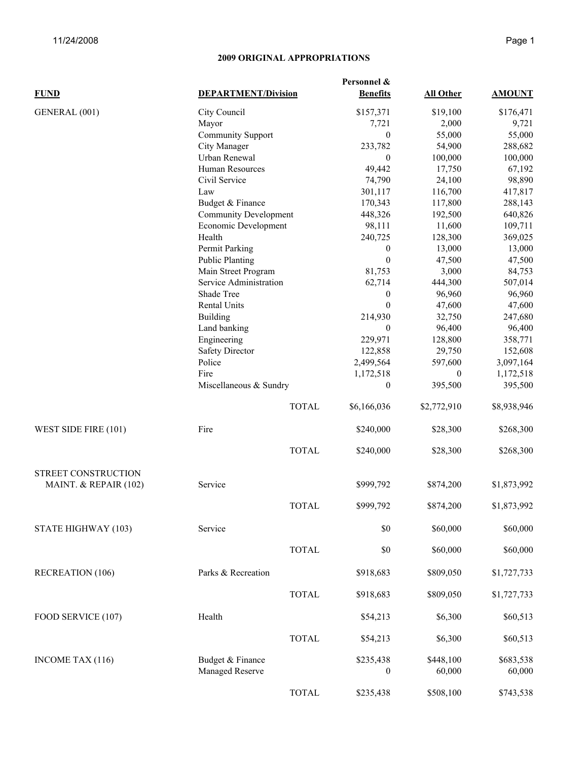## 2009 ORIGINAL APPROPRIATIONS

| FUND | DEPARTMENT/Division | | Personnel & Benefits | All Other | AMOUNT |
|---|---|---|---|---|---|
| GENERAL (001) | City Council | | $157,371 | $19,100 | $176,471 |
| | Mayor | | 7,721 | 2,000 | 9,721 |
| | Community Support | | 0 | 55,000 | 55,000 |
| | City Manager | | 233,782 | 54,900 | 288,682 |
| | Urban Renewal | | 0 | 100,000 | 100,000 |
| | Human Resources | | 49,442 | 17,750 | 67,192 |
| | Civil Service | | 74,790 | 24,100 | 98,890 |
| | Law | | 301,117 | 116,700 | 417,817 |
| | Budget & Finance | | 170,343 | 117,800 | 288,143 |
| | Community Development | | 448,326 | 192,500 | 640,826 |
| | Economic Development | | 98,111 | 11,600 | 109,711 |
| | Health | | 240,725 | 128,300 | 369,025 |
| | Permit Parking | | 0 | 13,000 | 13,000 |
| | Public Planting | | 0 | 47,500 | 47,500 |
| | Main Street Program | | 81,753 | 3,000 | 84,753 |
| | Service Administration | | 62,714 | 444,300 | 507,014 |
| | Shade Tree | | 0 | 96,960 | 96,960 |
| | Rental Units | | 0 | 47,600 | 47,600 |
| | Building | | 214,930 | 32,750 | 247,680 |
| | Land banking | | 0 | 96,400 | 96,400 |
| | Engineering | | 229,971 | 128,800 | 358,771 |
| | Safety Director | | 122,858 | 29,750 | 152,608 |
| | Police | | 2,499,564 | 597,600 | 3,097,164 |
| | Fire | | 1,172,518 | 0 | 1,172,518 |
| | Miscellaneous & Sundry | | 0 | 395,500 | 395,500 |
| | | TOTAL | $6,166,036 | $2,772,910 | $8,938,946 |
| WEST SIDE FIRE (101) | Fire | | $240,000 | $28,300 | $268,300 |
| | | TOTAL | $240,000 | $28,300 | $268,300 |
| STREET CONSTRUCTION MAINT. & REPAIR (102) | Service | | $999,792 | $874,200 | $1,873,992 |
| | | TOTAL | $999,792 | $874,200 | $1,873,992 |
| STATE HIGHWAY (103) | Service | | $0 | $60,000 | $60,000 |
| | | TOTAL | $0 | $60,000 | $60,000 |
| RECREATION (106) | Parks & Recreation | | $918,683 | $809,050 | $1,727,733 |
| | | TOTAL | $918,683 | $809,050 | $1,727,733 |
| FOOD SERVICE (107) | Health | | $54,213 | $6,300 | $60,513 |
| | | TOTAL | $54,213 | $6,300 | $60,513 |
| INCOME TAX (116) | Budget & Finance | | $235,438 | $448,100 | $683,538 |
| | Managed Reserve | | 0 | 60,000 | 60,000 |
| | | TOTAL | $235,438 | $508,100 | $743,538 |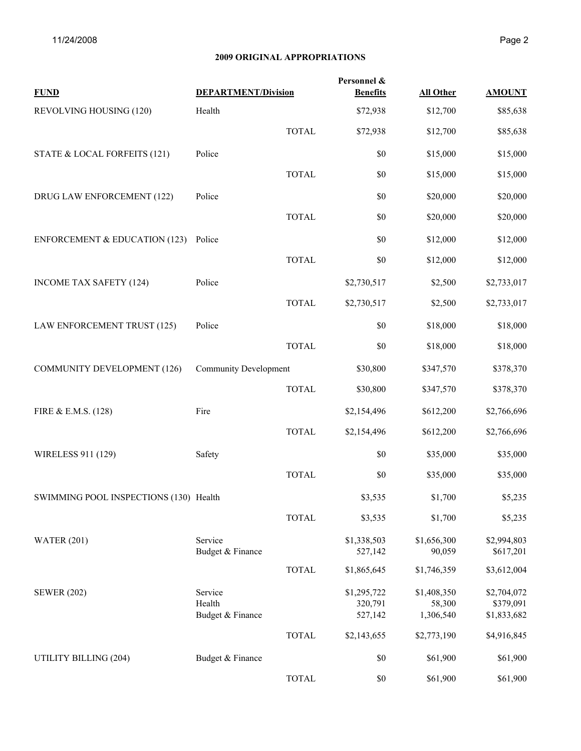## 2009 ORIGINAL APPROPRIATIONS

| FUND | DEPARTMENT/Division | | Personnel & Benefits | All Other | AMOUNT |
|---|---|---|---|---|---|
| REVOLVING HOUSING (120) | Health | | $72,938 | $12,700 | $85,638 |
| | | TOTAL | $72,938 | $12,700 | $85,638 |
| STATE & LOCAL FORFEITS (121) | Police | | $0 | $15,000 | $15,000 |
| | | TOTAL | $0 | $15,000 | $15,000 |
| DRUG LAW ENFORCEMENT (122) | Police | | $0 | $20,000 | $20,000 |
| | | TOTAL | $0 | $20,000 | $20,000 |
| ENFORCEMENT & EDUCATION (123) | Police | | $0 | $12,000 | $12,000 |
| | | TOTAL | $0 | $12,000 | $12,000 |
| INCOME TAX SAFETY (124) | Police | | $2,730,517 | $2,500 | $2,733,017 |
| | | TOTAL | $2,730,517 | $2,500 | $2,733,017 |
| LAW ENFORCEMENT TRUST (125) | Police | | $0 | $18,000 | $18,000 |
| | | TOTAL | $0 | $18,000 | $18,000 |
| COMMUNITY DEVELOPMENT (126) | Community Development | | $30,800 | $347,570 | $378,370 |
| | | TOTAL | $30,800 | $347,570 | $378,370 |
| FIRE & E.M.S. (128) | Fire | | $2,154,496 | $612,200 | $2,766,696 |
| | | TOTAL | $2,154,496 | $612,200 | $2,766,696 |
| WIRELESS 911 (129) | Safety | | $0 | $35,000 | $35,000 |
| | | TOTAL | $0 | $35,000 | $35,000 |
| SWIMMING POOL INSPECTIONS (130) | Health | | $3,535 | $1,700 | $5,235 |
| | | TOTAL | $3,535 | $1,700 | $5,235 |
| WATER (201) | Service | | $1,338,503 | $1,656,300 | $2,994,803 |
| | Budget & Finance | | 527,142 | 90,059 | $617,201 |
| | | TOTAL | $1,865,645 | $1,746,359 | $3,612,004 |
| SEWER (202) | Service | | $1,295,722 | $1,408,350 | $2,704,072 |
| | Health | | 320,791 | 58,300 | $379,091 |
| | Budget & Finance | | 527,142 | 1,306,540 | $1,833,682 |
| | | TOTAL | $2,143,655 | $2,773,190 | $4,916,845 |
| UTILITY BILLING (204) | Budget & Finance | | $0 | $61,900 | $61,900 |
| | | TOTAL | $0 | $61,900 | $61,900 |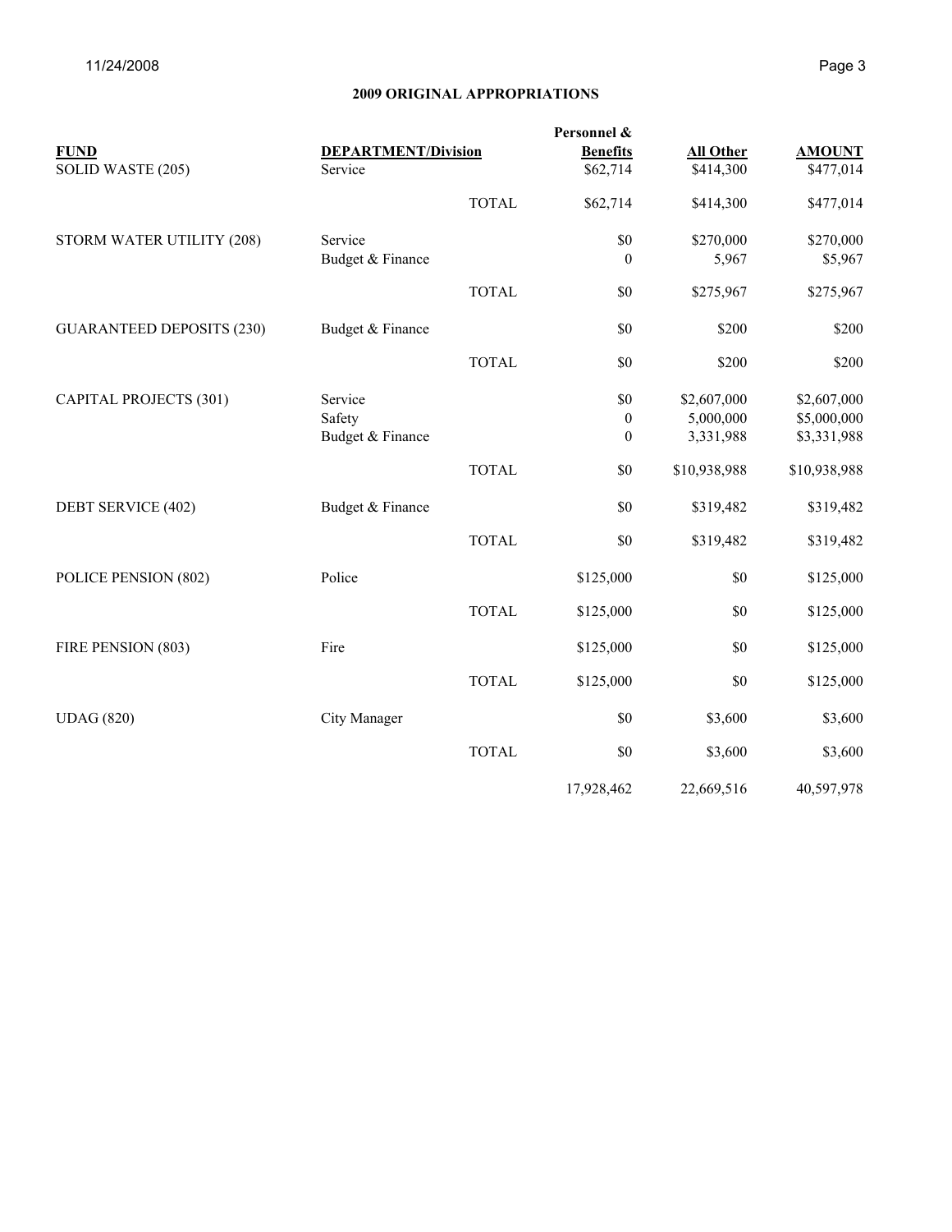## 2009 ORIGINAL APPROPRIATIONS

| FUND | DEPARTMENT/Division | | Personnel & Benefits | All Other | AMOUNT |
|---|---|---|---|---|---|
| SOLID WASTE (205) | Service | | $62,714 | $414,300 | $477,014 |
| | | TOTAL | $62,714 | $414,300 | $477,014 |
| STORM WATER UTILITY (208) | Service | | $0 | $270,000 | $270,000 |
| | Budget & Finance | | 0 | 5,967 | $5,967 |
| | | TOTAL | $0 | $275,967 | $275,967 |
| GUARANTEED DEPOSITS (230) | Budget & Finance | | $0 | $200 | $200 |
| | | TOTAL | $0 | $200 | $200 |
| CAPITAL PROJECTS (301) | Service | | $0 | $2,607,000 | $2,607,000 |
| | Safety | | 0 | 5,000,000 | $5,000,000 |
| | Budget & Finance | | 0 | 3,331,988 | $3,331,988 |
| | | TOTAL | $0 | $10,938,988 | $10,938,988 |
| DEBT SERVICE (402) | Budget & Finance | | $0 | $319,482 | $319,482 |
| | | TOTAL | $0 | $319,482 | $319,482 |
| POLICE PENSION (802) | Police | | $125,000 | $0 | $125,000 |
| | | TOTAL | $125,000 | $0 | $125,000 |
| FIRE PENSION (803) | Fire | | $125,000 | $0 | $125,000 |
| | | TOTAL | $125,000 | $0 | $125,000 |
| UDAG (820) | City Manager | | $0 | $3,600 | $3,600 |
| | | TOTAL | $0 | $3,600 | $3,600 |
| | | | 17,928,462 | 22,669,516 | 40,597,978 |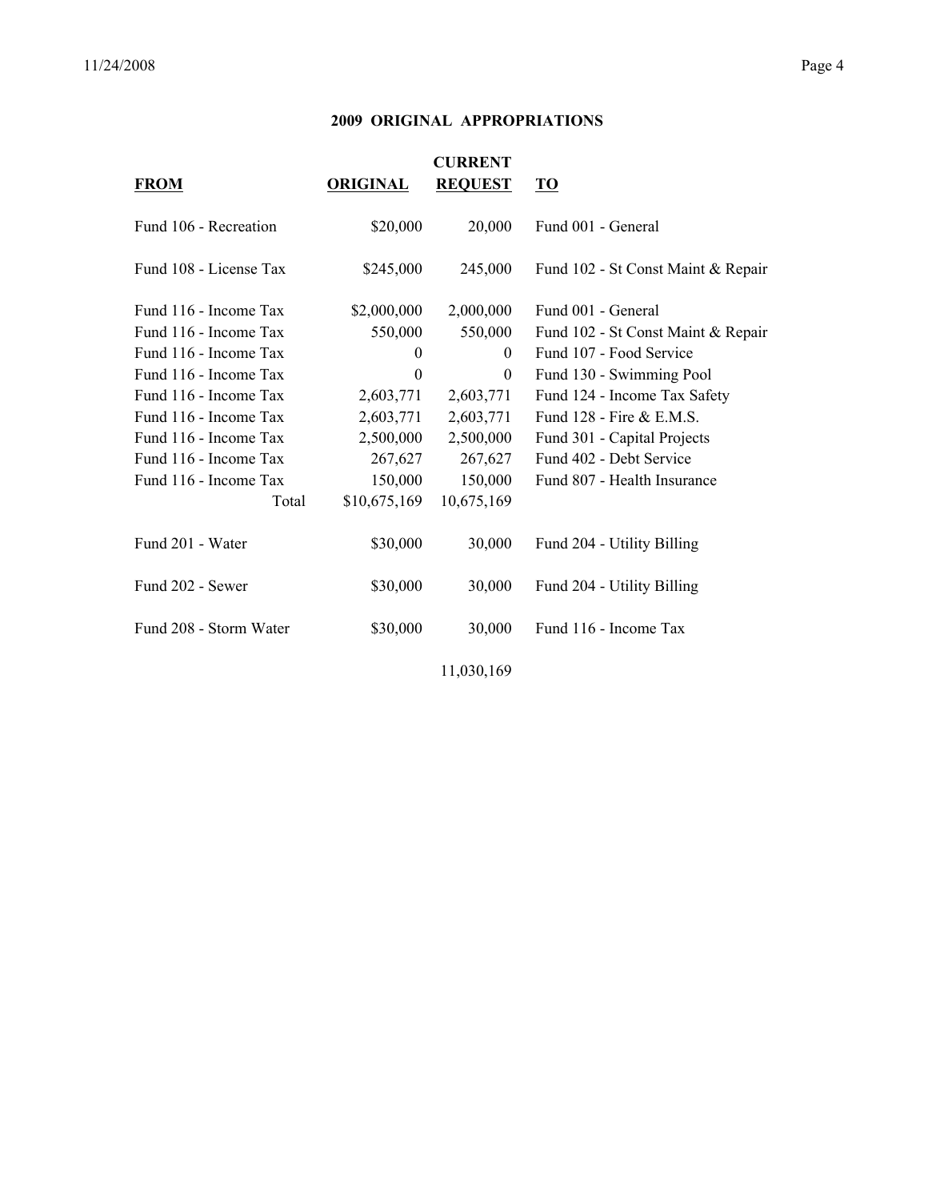## 2009 ORIGINAL APPROPRIATIONS

| FROM | ORIGINAL | CURRENT REQUEST | TO |
|---|---|---|---|
| Fund 106 - Recreation | $20,000 | 20,000 | Fund 001 - General |
| Fund 108 - License Tax | $245,000 | 245,000 | Fund 102 - St Const Maint & Repair |
| Fund 116 - Income Tax | $2,000,000 | 2,000,000 | Fund 001 - General |
| Fund 116 - Income Tax | 550,000 | 550,000 | Fund 102 - St Const Maint & Repair |
| Fund 116 - Income Tax | 0 | 0 | Fund 107 - Food Service |
| Fund 116 - Income Tax | 0 | 0 | Fund 130 - Swimming Pool |
| Fund 116 - Income Tax | 2,603,771 | 2,603,771 | Fund 124 - Income Tax Safety |
| Fund 116 - Income Tax | 2,603,771 | 2,603,771 | Fund 128 - Fire & E.M.S. |
| Fund 116 - Income Tax | 2,500,000 | 2,500,000 | Fund 301 - Capital Projects |
| Fund 116 - Income Tax | 267,627 | 267,627 | Fund 402 - Debt Service |
| Fund 116 - Income Tax | 150,000 | 150,000 | Fund 807 - Health Insurance |
| Total | $10,675,169 | 10,675,169 | |
| Fund 201 - Water | $30,000 | 30,000 | Fund 204 - Utility Billing |
| Fund 202 - Sewer | $30,000 | 30,000 | Fund 204 - Utility Billing |
| Fund 208 - Storm Water | $30,000 | 30,000 | Fund 116 - Income Tax |
| | | 11,030,169 | |